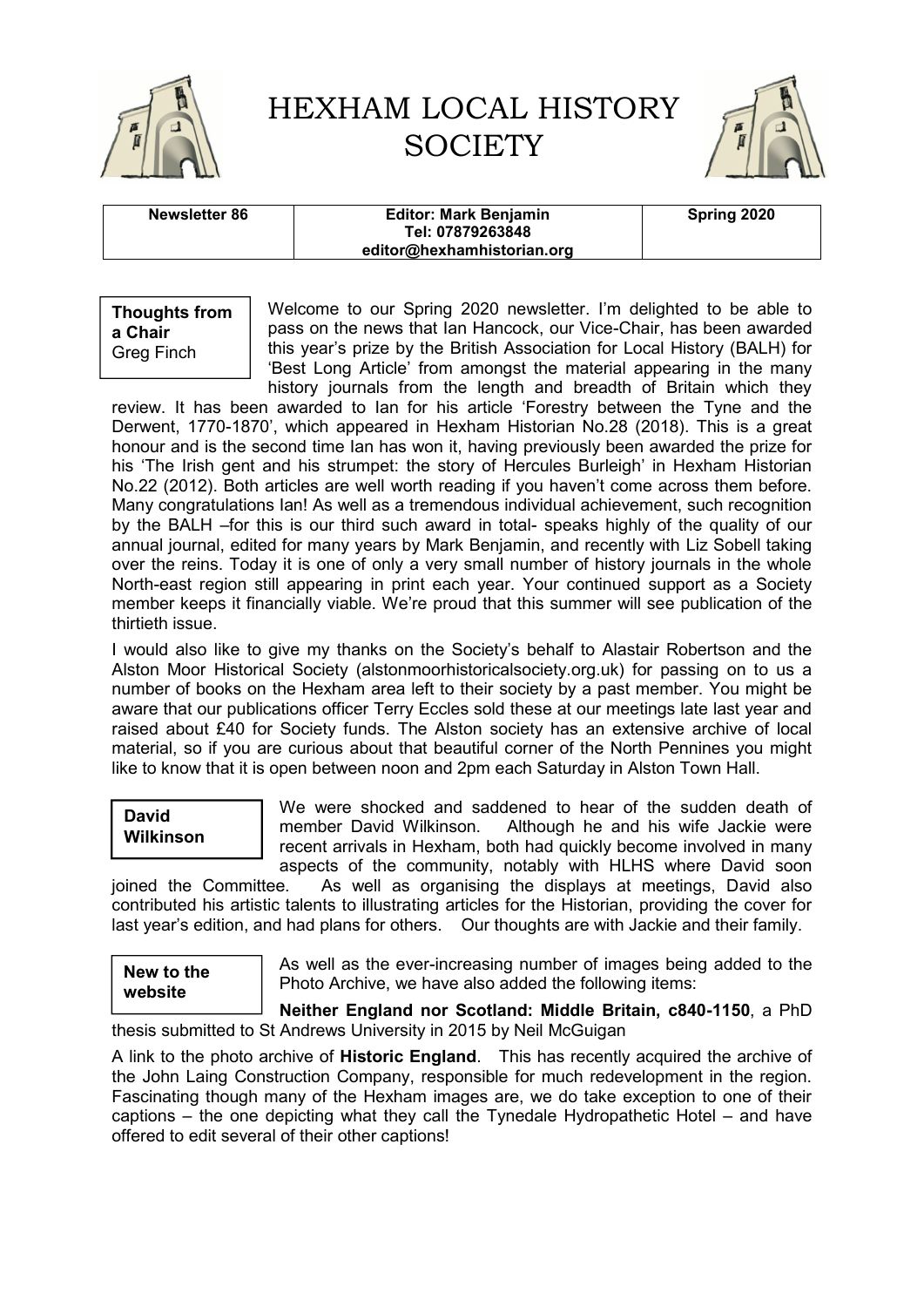# HEXHAM LOCAL HISTORY SOCIETY

| Newsletter 86 | Editor: Mark Benjamin<br>Tel: 07879263848<br>editor@hexhamhistorian.org | Spring 2020 |
|---|---|---|

**Thoughts from a Chair**
Greg Finch

Welcome to our Spring 2020 newsletter. I'm delighted to be able to pass on the news that Ian Hancock, our Vice-Chair, has been awarded this year's prize by the British Association for Local History (BALH) for 'Best Long Article' from amongst the material appearing in the many history journals from the length and breadth of Britain which they review. It has been awarded to Ian for his article 'Forestry between the Tyne and the Derwent, 1770-1870', which appeared in Hexham Historian No.28 (2018). This is a great honour and is the second time Ian has won it, having previously been awarded the prize for his 'The Irish gent and his strumpet: the story of Hercules Burleigh' in Hexham Historian No.22 (2012). Both articles are well worth reading if you haven't come across them before. Many congratulations Ian! As well as a tremendous individual achievement, such recognition by the BALH –for this is our third such award in total- speaks highly of the quality of our annual journal, edited for many years by Mark Benjamin, and recently with Liz Sobell taking over the reins. Today it is one of only a very small number of history journals in the whole North-east region still appearing in print each year. Your continued support as a Society member keeps it financially viable. We're proud that this summer will see publication of the thirtieth issue.

I would also like to give my thanks on the Society's behalf to Alastair Robertson and the Alston Moor Historical Society (alstonmoorhistoricalsociety.org.uk) for passing on to us a number of books on the Hexham area left to their society by a past member. You might be aware that our publications officer Terry Eccles sold these at our meetings late last year and raised about £40 for Society funds. The Alston society has an extensive archive of local material, so if you are curious about that beautiful corner of the North Pennines you might like to know that it is open between noon and 2pm each Saturday in Alston Town Hall.

**David Wilkinson**

We were shocked and saddened to hear of the sudden death of member David Wilkinson. Although he and his wife Jackie were recent arrivals in Hexham, both had quickly become involved in many aspects of the community, notably with HLHS where David soon joined the Committee. As well as organising the displays at meetings, David also contributed his artistic talents to illustrating articles for the Historian, providing the cover for last year's edition, and had plans for others. Our thoughts are with Jackie and their family.

**New to the website**

As well as the ever-increasing number of images being added to the Photo Archive, we have also added the following items:

**Neither England nor Scotland: Middle Britain, c840-1150**, a PhD thesis submitted to St Andrews University in 2015 by Neil McGuigan

A link to the photo archive of **Historic England**. This has recently acquired the archive of the John Laing Construction Company, responsible for much redevelopment in the region. Fascinating though many of the Hexham images are, we do take exception to one of their captions – the one depicting what they call the Tynedale Hydropathetic Hotel – and have offered to edit several of their other captions!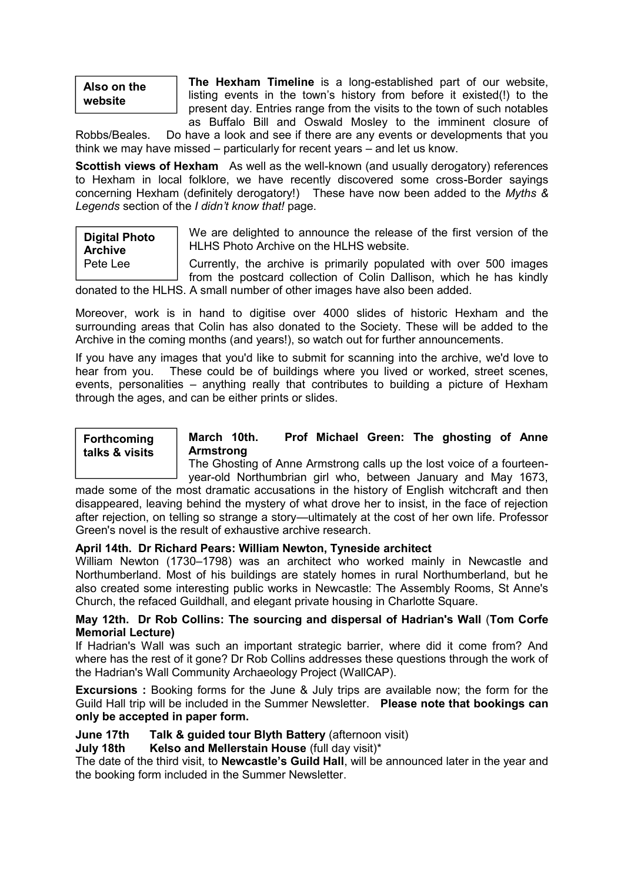**Also on the website**

**The Hexham Timeline** is a long-established part of our website, listing events in the town's history from before it existed(!) to the present day. Entries range from the visits to the town of such notables as Buffalo Bill and Oswald Mosley to the imminent closure of Robbs/Beales. Do have a look and see if there are any events or developments that you think we may have missed – particularly for recent years – and let us know.

**Scottish views of Hexham** As well as the well-known (and usually derogatory) references to Hexham in local folklore, we have recently discovered some cross-Border sayings concerning Hexham (definitely derogatory!) These have now been added to the *Myths & Legends* section of the *I didn't know that!* page.

**Digital Photo Archive**
Pete Lee

We are delighted to announce the release of the first version of the HLHS Photo Archive on the HLHS website.

Currently, the archive is primarily populated with over 500 images from the postcard collection of Colin Dallison, which he has kindly donated to the HLHS. A small number of other images have also been added.

Moreover, work is in hand to digitise over 4000 slides of historic Hexham and the surrounding areas that Colin has also donated to the Society. These will be added to the Archive in the coming months (and years!), so watch out for further announcements.

If you have any images that you'd like to submit for scanning into the archive, we'd love to hear from you. These could be of buildings where you lived or worked, street scenes, events, personalities – anything really that contributes to building a picture of Hexham through the ages, and can be either prints or slides.

**Forthcoming talks & visits**

**March 10th. Prof Michael Green: The ghosting of Anne Armstrong**

The Ghosting of Anne Armstrong calls up the lost voice of a fourteen-year-old Northumbrian girl who, between January and May 1673, made some of the most dramatic accusations in the history of English witchcraft and then disappeared, leaving behind the mystery of what drove her to insist, in the face of rejection after rejection, on telling so strange a story—ultimately at the cost of her own life. Professor Green's novel is the result of exhaustive archive research.

**April 14th. Dr Richard Pears: William Newton, Tyneside architect**

William Newton (1730–1798) was an architect who worked mainly in Newcastle and Northumberland. Most of his buildings are stately homes in rural Northumberland, but he also created some interesting public works in Newcastle: The Assembly Rooms, St Anne's Church, the refaced Guildhall, and elegant private housing in Charlotte Square.

**May 12th. Dr Rob Collins: The sourcing and dispersal of Hadrian's Wall** (**Tom Corfe Memorial Lecture)**

If Hadrian's Wall was such an important strategic barrier, where did it come from? And where has the rest of it gone? Dr Rob Collins addresses these questions through the work of the Hadrian's Wall Community Archaeology Project (WallCAP).

**Excursions :** Booking forms for the June & July trips are available now; the form for the Guild Hall trip will be included in the Summer Newsletter. **Please note that bookings can only be accepted in paper form.**

**June 17th** **Talk & guided tour Blyth Battery** (afternoon visit)
**July 18th** **Kelso and Mellerstain House** (full day visit)*

The date of the third visit, to **Newcastle's Guild Hall**, will be announced later in the year and the booking form included in the Summer Newsletter.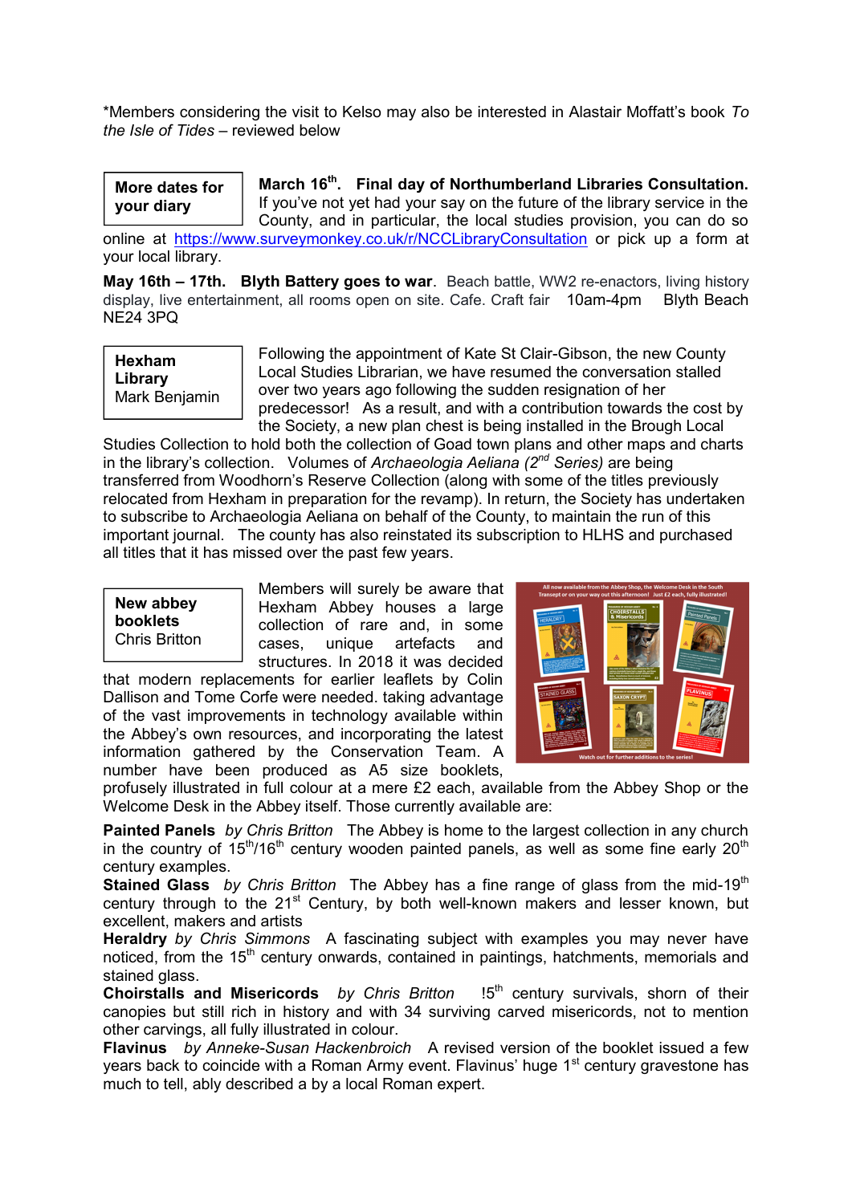*Members considering the visit to Kelso may also be interested in Alastair Moffatt's book *To the Isle of Tides* – reviewed below

**More dates for your diary**

**March 16th. Final day of Northumberland Libraries Consultation.** If you've not yet had your say on the future of the library service in the County, and in particular, the local studies provision, you can do so online at https://www.surveymonkey.co.uk/r/NCCLibraryConsultation or pick up a form at your local library.

**May 16th – 17th. Blyth Battery goes to war**. Beach battle, WW2 re-enactors, living history display, live entertainment, all rooms open on site. Cafe. Craft fair 10am-4pm Blyth Beach NE24 3PQ

**Hexham Library**
Mark Benjamin

Following the appointment of Kate St Clair-Gibson, the new County Local Studies Librarian, we have resumed the conversation stalled over two years ago following the sudden resignation of her predecessor! As a result, and with a contribution towards the cost by the Society, a new plan chest is being installed in the Brough Local Studies Collection to hold both the collection of Goad town plans and other maps and charts in the library's collection. Volumes of *Archaeologia Aeliana (2nd Series)* are being transferred from Woodhorn's Reserve Collection (along with some of the titles previously relocated from Hexham in preparation for the revamp). In return, the Society has undertaken to subscribe to Archaeologia Aeliana on behalf of the County, to maintain the run of this important journal. The county has also reinstated its subscription to HLHS and purchased all titles that it has missed over the past few years.

**New abbey booklets**
Chris Britton

Members will surely be aware that Hexham Abbey houses a large collection of rare and, in some cases, unique artefacts and structures. In 2018 it was decided that modern replacements for earlier leaflets by Colin Dallison and Tome Corfe were needed. taking advantage of the vast improvements in technology available within the Abbey's own resources, and incorporating the latest information gathered by the Conservation Team. A number have been produced as A5 size booklets, profusely illustrated in full colour at a mere £2 each, available from the Abbey Shop or the Welcome Desk in the Abbey itself. Those currently available are:

**Painted Panels** *by Chris Britton* The Abbey is home to the largest collection in any church in the country of 15th/16th century wooden painted panels, as well as some fine early 20th century examples.

**Stained Glass** *by Chris Britton* The Abbey has a fine range of glass from the mid-19th century through to the 21st Century, by both well-known makers and lesser known, but excellent, makers and artists

**Heraldry** *by Chris Simmons* A fascinating subject with examples you may never have noticed, from the 15th century onwards, contained in paintings, hatchments, memorials and stained glass.

**Choirstalls and Misericords** *by Chris Britton* !5th century survivals, shorn of their canopies but still rich in history and with 34 surviving carved misericords, not to mention other carvings, all fully illustrated in colour.

**Flavinus** *by Anneke-Susan Hackenbroich* A revised version of the booklet issued a few years back to coincide with a Roman Army event. Flavinus' huge 1st century gravestone has much to tell, ably described a by a local Roman expert.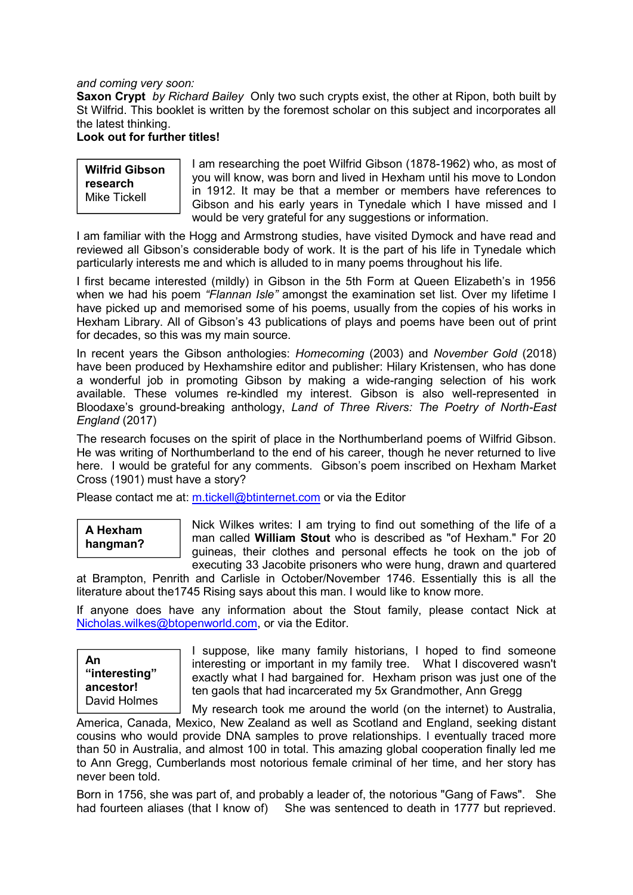*and coming very soon:*

**Saxon Crypt** *by Richard Bailey* Only two such crypts exist, the other at Ripon, both built by St Wilfrid. This booklet is written by the foremost scholar on this subject and incorporates all the latest thinking.

**Look out for further titles!**

### Wilfrid Gibson research
Mike Tickell

I am researching the poet Wilfrid Gibson (1878-1962) who, as most of you will know, was born and lived in Hexham until his move to London in 1912. It may be that a member or members have references to Gibson and his early years in Tynedale which I have missed and I would be very grateful for any suggestions or information.

I am familiar with the Hogg and Armstrong studies, have visited Dymock and have read and reviewed all Gibson's considerable body of work. It is the part of his life in Tynedale which particularly interests me and which is alluded to in many poems throughout his life.

I first became interested (mildly) in Gibson in the 5th Form at Queen Elizabeth's in 1956 when we had his poem *"Flannan Isle"* amongst the examination set list. Over my lifetime I have picked up and memorised some of his poems, usually from the copies of his works in Hexham Library. All of Gibson's 43 publications of plays and poems have been out of print for decades, so this was my main source.

In recent years the Gibson anthologies: *Homecoming* (2003) and *November Gold* (2018) have been produced by Hexhamshire editor and publisher: Hilary Kristensen, who has done a wonderful job in promoting Gibson by making a wide-ranging selection of his work available. These volumes re-kindled my interest. Gibson is also well-represented in Bloodaxe's ground-breaking anthology, *Land of Three Rivers: The Poetry of North-East England* (2017)

The research focuses on the spirit of place in the Northumberland poems of Wilfrid Gibson. He was writing of Northumberland to the end of his career, though he never returned to live here. I would be grateful for any comments. Gibson's poem inscribed on Hexham Market Cross (1901) must have a story?

Please contact me at: m.tickell@btinternet.com or via the Editor

### A Hexham hangman?

Nick Wilkes writes: I am trying to find out something of the life of a man called **William Stout** who is described as "of Hexham." For 20 guineas, their clothes and personal effects he took on the job of executing 33 Jacobite prisoners who were hung, drawn and quartered at Brampton, Penrith and Carlisle in October/November 1746. Essentially this is all the literature about the1745 Rising says about this man. I would like to know more.

If anyone does have any information about the Stout family, please contact Nick at Nicholas.wilkes@btopenworld.com, or via the Editor.

### An "interesting" ancestor!
David Holmes

I suppose, like many family historians, I hoped to find someone interesting or important in my family tree. What I discovered wasn't exactly what I had bargained for. Hexham prison was just one of the ten gaols that had incarcerated my 5x Grandmother, Ann Gregg

My research took me around the world (on the internet) to Australia, America, Canada, Mexico, New Zealand as well as Scotland and England, seeking distant cousins who would provide DNA samples to prove relationships. I eventually traced more than 50 in Australia, and almost 100 in total. This amazing global cooperation finally led me to Ann Gregg, Cumberlands most notorious female criminal of her time, and her story has never been told.

Born in 1756, she was part of, and probably a leader of, the notorious "Gang of Faws". She had fourteen aliases (that I know of) She was sentenced to death in 1777 but reprieved.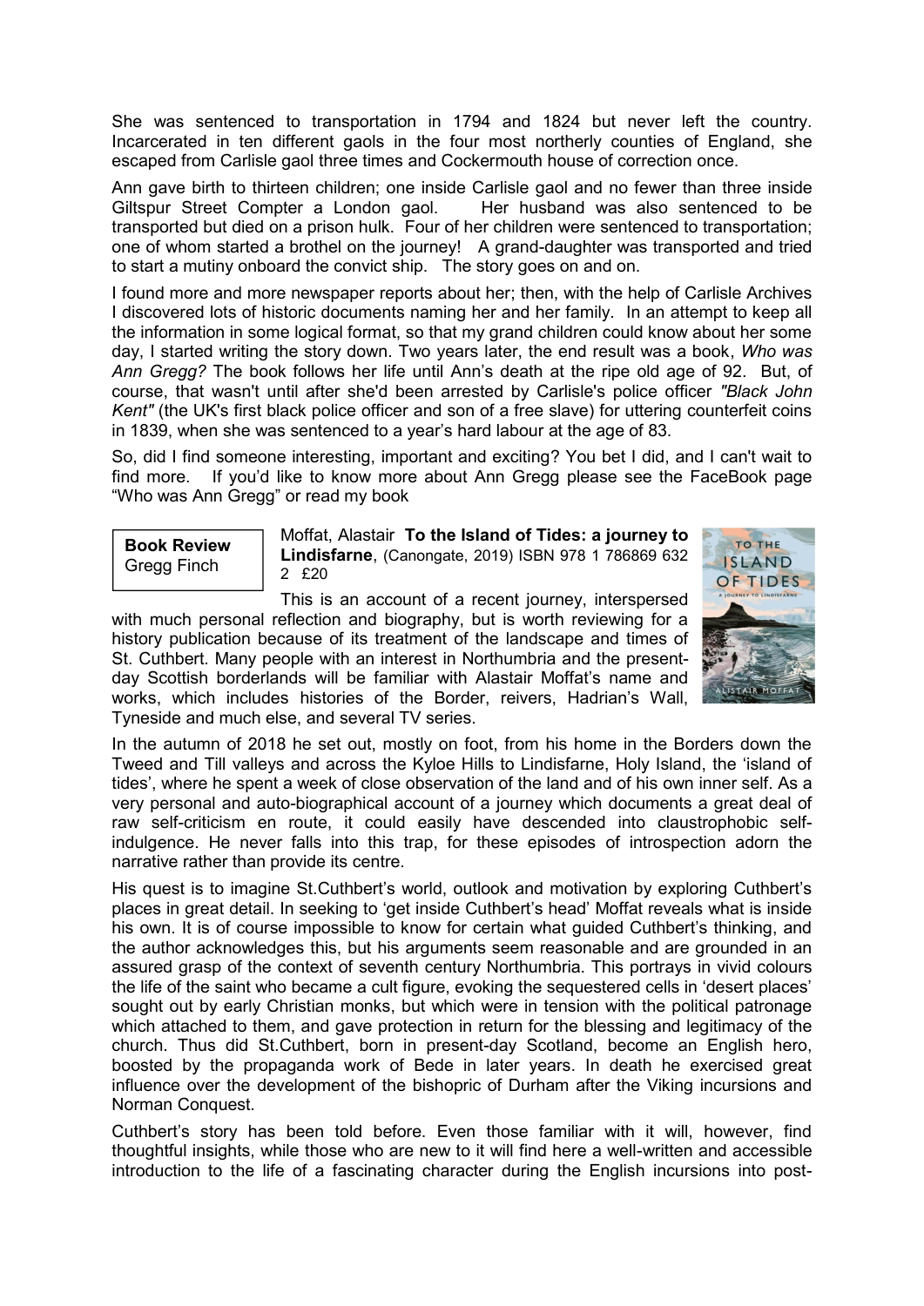She was sentenced to transportation in 1794 and 1824 but never left the country. Incarcerated in ten different gaols in the four most northerly counties of England, she escaped from Carlisle gaol three times and Cockermouth house of correction once.

Ann gave birth to thirteen children; one inside Carlisle gaol and no fewer than three inside Giltspur Street Compter a London gaol. Her husband was also sentenced to be transported but died on a prison hulk. Four of her children were sentenced to transportation; one of whom started a brothel on the journey! A grand-daughter was transported and tried to start a mutiny onboard the convict ship. The story goes on and on.

I found more and more newspaper reports about her; then, with the help of Carlisle Archives I discovered lots of historic documents naming her and her family. In an attempt to keep all the information in some logical format, so that my grand children could know about her some day, I started writing the story down. Two years later, the end result was a book, *Who was Ann Gregg?* The book follows her life until Ann's death at the ripe old age of 92. But, of course, that wasn't until after she'd been arrested by Carlisle's police officer *"Black John Kent"* (the UK's first black police officer and son of a free slave) for uttering counterfeit coins in 1839, when she was sentenced to a year's hard labour at the age of 83.

So, did I find someone interesting, important and exciting? You bet I did, and I can't wait to find more. If you'd like to know more about Ann Gregg please see the FaceBook page "Who was Ann Gregg" or read my book

**Book Review**
Gregg Finch

Moffat, Alastair **To the Island of Tides: a journey to Lindisfarne**, (Canongate, 2019) ISBN 978 1 786869 632 2 £20

This is an account of a recent journey, interspersed with much personal reflection and biography, but is worth reviewing for a history publication because of its treatment of the landscape and times of St. Cuthbert. Many people with an interest in Northumbria and the present-day Scottish borderlands will be familiar with Alastair Moffat's name and works, which includes histories of the Border, reivers, Hadrian's Wall, Tyneside and much else, and several TV series.

In the autumn of 2018 he set out, mostly on foot, from his home in the Borders down the Tweed and Till valleys and across the Kyloe Hills to Lindisfarne, Holy Island, the 'island of tides', where he spent a week of close observation of the land and of his own inner self. As a very personal and auto-biographical account of a journey which documents a great deal of raw self-criticism en route, it could easily have descended into claustrophobic self-indulgence. He never falls into this trap, for these episodes of introspection adorn the narrative rather than provide its centre.

His quest is to imagine St.Cuthbert's world, outlook and motivation by exploring Cuthbert's places in great detail. In seeking to 'get inside Cuthbert's head' Moffat reveals what is inside his own. It is of course impossible to know for certain what guided Cuthbert's thinking, and the author acknowledges this, but his arguments seem reasonable and are grounded in an assured grasp of the context of seventh century Northumbria. This portrays in vivid colours the life of the saint who became a cult figure, evoking the sequestered cells in 'desert places' sought out by early Christian monks, but which were in tension with the political patronage which attached to them, and gave protection in return for the blessing and legitimacy of the church. Thus did St.Cuthbert, born in present-day Scotland, become an English hero, boosted by the propaganda work of Bede in later years. In death he exercised great influence over the development of the bishopric of Durham after the Viking incursions and Norman Conquest.

Cuthbert's story has been told before. Even those familiar with it will, however, find thoughtful insights, while those who are new to it will find here a well-written and accessible introduction to the life of a fascinating character during the English incursions into post-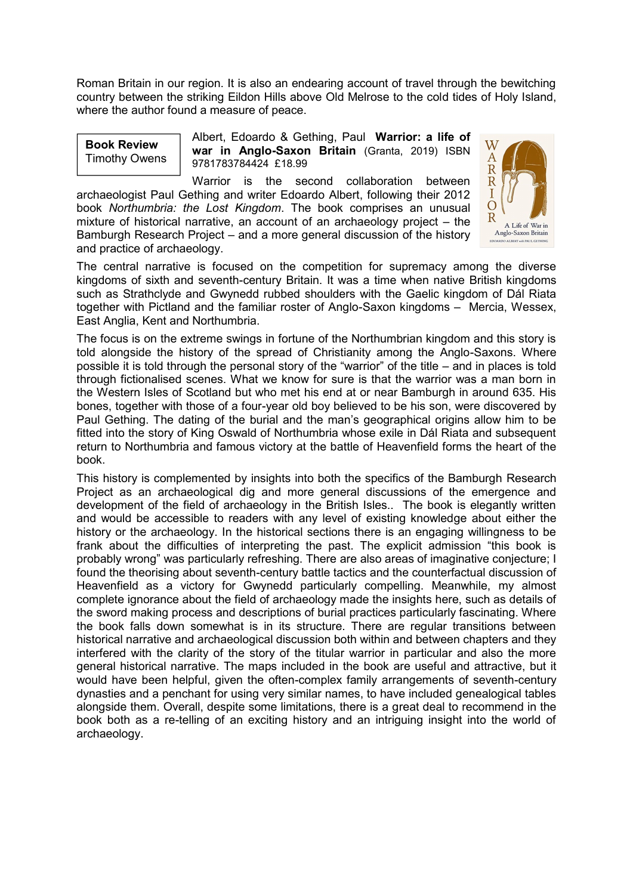Roman Britain in our region. It is also an endearing account of travel through the bewitching country between the striking Eildon Hills above Old Melrose to the cold tides of Holy Island, where the author found a measure of peace.

**Book Review**
Timothy Owens

Albert, Edoardo & Gething, Paul **Warrior: a life of war in Anglo-Saxon Britain** (Granta, 2019) ISBN 9781783784424 £18.99

Warrior is the second collaboration between archaeologist Paul Gething and writer Edoardo Albert, following their 2012 book *Northumbria: the Lost Kingdom*. The book comprises an unusual mixture of historical narrative, an account of an archaeology project – the Bamburgh Research Project – and a more general discussion of the history and practice of archaeology.

The central narrative is focused on the competition for supremacy among the diverse kingdoms of sixth and seventh-century Britain. It was a time when native British kingdoms such as Strathclyde and Gwynedd rubbed shoulders with the Gaelic kingdom of Dál Riata together with Pictland and the familiar roster of Anglo-Saxon kingdoms – Mercia, Wessex, East Anglia, Kent and Northumbria.

The focus is on the extreme swings in fortune of the Northumbrian kingdom and this story is told alongside the history of the spread of Christianity among the Anglo-Saxons. Where possible it is told through the personal story of the "warrior" of the title – and in places is told through fictionalised scenes. What we know for sure is that the warrior was a man born in the Western Isles of Scotland but who met his end at or near Bamburgh in around 635. His bones, together with those of a four-year old boy believed to be his son, were discovered by Paul Gething. The dating of the burial and the man's geographical origins allow him to be fitted into the story of King Oswald of Northumbria whose exile in Dál Riata and subsequent return to Northumbria and famous victory at the battle of Heavenfield forms the heart of the book.

This history is complemented by insights into both the specifics of the Bamburgh Research Project as an archaeological dig and more general discussions of the emergence and development of the field of archaeology in the British Isles.. The book is elegantly written and would be accessible to readers with any level of existing knowledge about either the history or the archaeology. In the historical sections there is an engaging willingness to be frank about the difficulties of interpreting the past. The explicit admission "this book is probably wrong" was particularly refreshing. There are also areas of imaginative conjecture; I found the theorising about seventh-century battle tactics and the counterfactual discussion of Heavenfield as a victory for Gwynedd particularly compelling. Meanwhile, my almost complete ignorance about the field of archaeology made the insights here, such as details of the sword making process and descriptions of burial practices particularly fascinating. Where the book falls down somewhat is in its structure. There are regular transitions between historical narrative and archaeological discussion both within and between chapters and they interfered with the clarity of the story of the titular warrior in particular and also the more general historical narrative. The maps included in the book are useful and attractive, but it would have been helpful, given the often-complex family arrangements of seventh-century dynasties and a penchant for using very similar names, to have included genealogical tables alongside them. Overall, despite some limitations, there is a great deal to recommend in the book both as a re-telling of an exciting history and an intriguing insight into the world of archaeology.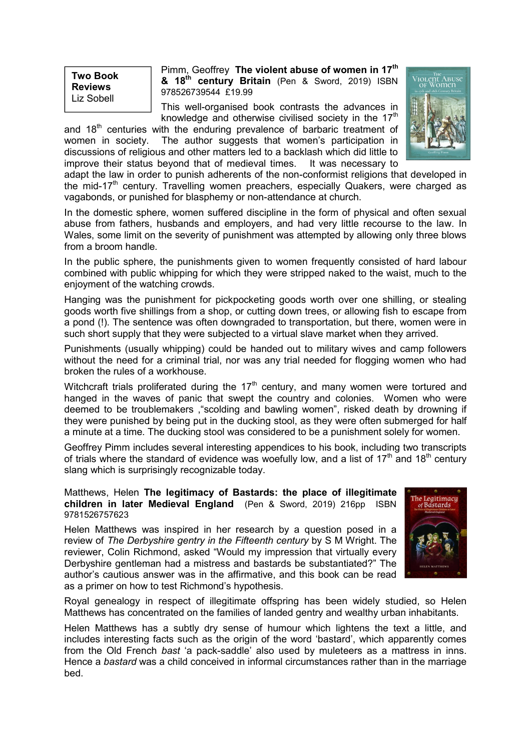**Two Book Reviews**
Liz Sobell

Pimm, Geoffrey **The violent abuse of women in 17th & 18th century Britain** (Pen & Sword, 2019) ISBN 978526739544 £19.99

This well-organised book contrasts the advances in knowledge and otherwise civilised society in the 17th and 18th centuries with the enduring prevalence of barbaric treatment of women in society. The author suggests that women's participation in discussions of religious and other matters led to a backlash which did little to improve their status beyond that of medieval times. It was necessary to adapt the law in order to punish adherents of the non-conformist religions that developed in the mid-17th century. Travelling women preachers, especially Quakers, were charged as vagabonds, or punished for blasphemy or non-attendance at church.

In the domestic sphere, women suffered discipline in the form of physical and often sexual abuse from fathers, husbands and employers, and had very little recourse to the law. In Wales, some limit on the severity of punishment was attempted by allowing only three blows from a broom handle.

In the public sphere, the punishments given to women frequently consisted of hard labour combined with public whipping for which they were stripped naked to the waist, much to the enjoyment of the watching crowds.

Hanging was the punishment for pickpocketing goods worth over one shilling, or stealing goods worth five shillings from a shop, or cutting down trees, or allowing fish to escape from a pond (!). The sentence was often downgraded to transportation, but there, women were in such short supply that they were subjected to a virtual slave market when they arrived.

Punishments (usually whipping) could be handed out to military wives and camp followers without the need for a criminal trial, nor was any trial needed for flogging women who had broken the rules of a workhouse.

Witchcraft trials proliferated during the 17th century, and many women were tortured and hanged in the waves of panic that swept the country and colonies. Women who were deemed to be troublemakers ,"scolding and bawling women", risked death by drowning if they were punished by being put in the ducking stool, as they were often submerged for half a minute at a time. The ducking stool was considered to be a punishment solely for women.

Geoffrey Pimm includes several interesting appendices to his book, including two transcripts of trials where the standard of evidence was woefully low, and a list of 17th and 18th century slang which is surprisingly recognizable today.

Matthews, Helen **The legitimacy of Bastards: the place of illegitimate children in later Medieval England** (Pen & Sword, 2019) 216pp ISBN 9781526757623

Helen Matthews was inspired in her research by a question posed in a review of *The Derbyshire gentry in the Fifteenth century* by S M Wright. The reviewer, Colin Richmond, asked "Would my impression that virtually every Derbyshire gentleman had a mistress and bastards be substantiated?" The author's cautious answer was in the affirmative, and this book can be read as a primer on how to test Richmond's hypothesis.

Royal genealogy in respect of illegitimate offspring has been widely studied, so Helen Matthews has concentrated on the families of landed gentry and wealthy urban inhabitants.

Helen Matthews has a subtly dry sense of humour which lightens the text a little, and includes interesting facts such as the origin of the word 'bastard', which apparently comes from the Old French *bast* 'a pack-saddle' also used by muleteers as a mattress in inns. Hence a *bastard* was a child conceived in informal circumstances rather than in the marriage bed.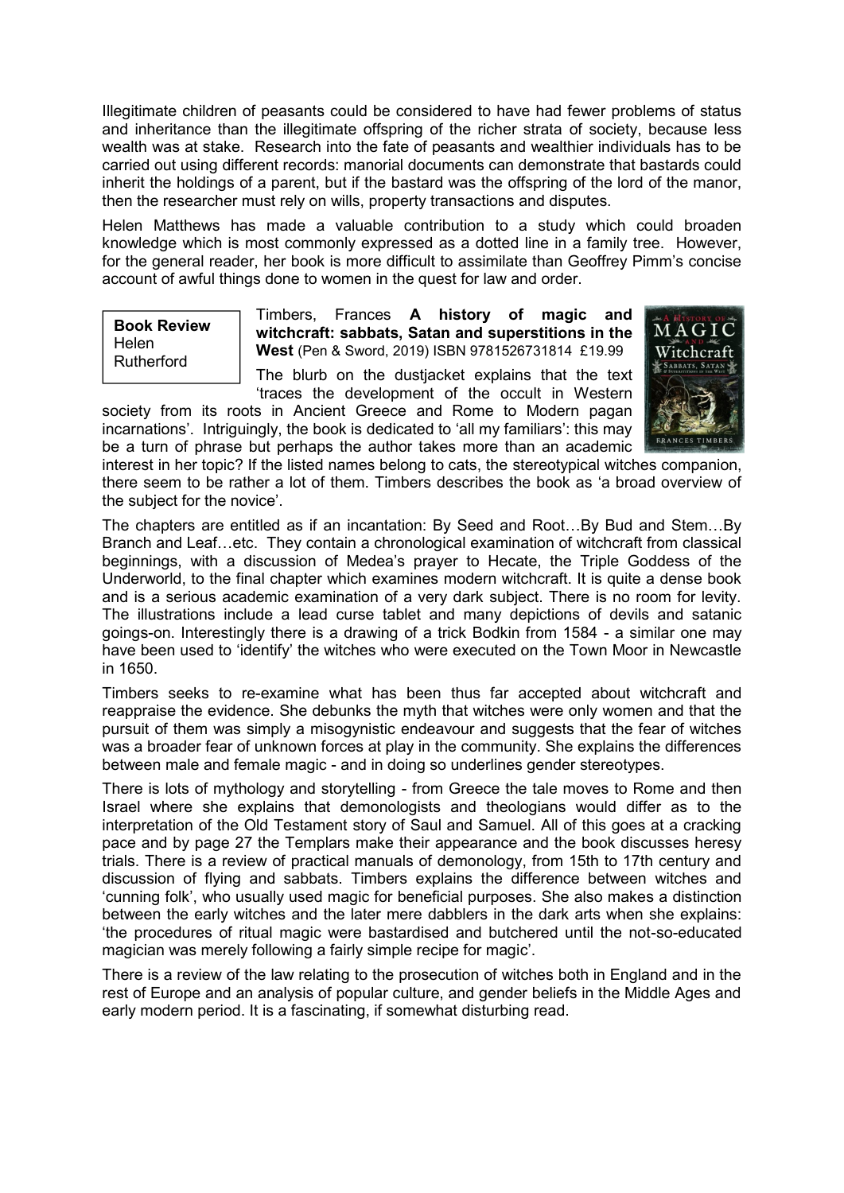Illegitimate children of peasants could be considered to have had fewer problems of status and inheritance than the illegitimate offspring of the richer strata of society, because less wealth was at stake. Research into the fate of peasants and wealthier individuals has to be carried out using different records: manorial documents can demonstrate that bastards could inherit the holdings of a parent, but if the bastard was the offspring of the lord of the manor, then the researcher must rely on wills, property transactions and disputes.

Helen Matthews has made a valuable contribution to a study which could broaden knowledge which is most commonly expressed as a dotted line in a family tree. However, for the general reader, her book is more difficult to assimilate than Geoffrey Pimm's concise account of awful things done to women in the quest for law and order.

**Book Review**
Helen Rutherford

Timbers, Frances **A history of magic and witchcraft: sabbats, Satan and superstitions in the West** (Pen & Sword, 2019) ISBN 9781526731814 £19.99

The blurb on the dustjacket explains that the text 'traces the development of the occult in Western society from its roots in Ancient Greece and Rome to Modern pagan incarnations'. Intriguingly, the book is dedicated to 'all my familiars': this may be a turn of phrase but perhaps the author takes more than an academic interest in her topic? If the listed names belong to cats, the stereotypical witches companion, there seem to be rather a lot of them. Timbers describes the book as 'a broad overview of the subject for the novice'.

The chapters are entitled as if an incantation: By Seed and Root…By Bud and Stem…By Branch and Leaf…etc. They contain a chronological examination of witchcraft from classical beginnings, with a discussion of Medea's prayer to Hecate, the Triple Goddess of the Underworld, to the final chapter which examines modern witchcraft. It is quite a dense book and is a serious academic examination of a very dark subject. There is no room for levity. The illustrations include a lead curse tablet and many depictions of devils and satanic goings-on. Interestingly there is a drawing of a trick Bodkin from 1584 - a similar one may have been used to 'identify' the witches who were executed on the Town Moor in Newcastle in 1650.

Timbers seeks to re-examine what has been thus far accepted about witchcraft and reappraise the evidence. She debunks the myth that witches were only women and that the pursuit of them was simply a misogynistic endeavour and suggests that the fear of witches was a broader fear of unknown forces at play in the community. She explains the differences between male and female magic - and in doing so underlines gender stereotypes.

There is lots of mythology and storytelling - from Greece the tale moves to Rome and then Israel where she explains that demonologists and theologians would differ as to the interpretation of the Old Testament story of Saul and Samuel. All of this goes at a cracking pace and by page 27 the Templars make their appearance and the book discusses heresy trials. There is a review of practical manuals of demonology, from 15th to 17th century and discussion of flying and sabbats. Timbers explains the difference between witches and 'cunning folk', who usually used magic for beneficial purposes. She also makes a distinction between the early witches and the later mere dabblers in the dark arts when she explains: 'the procedures of ritual magic were bastardised and butchered until the not-so-educated magician was merely following a fairly simple recipe for magic'.

There is a review of the law relating to the prosecution of witches both in England and in the rest of Europe and an analysis of popular culture, and gender beliefs in the Middle Ages and early modern period. It is a fascinating, if somewhat disturbing read.